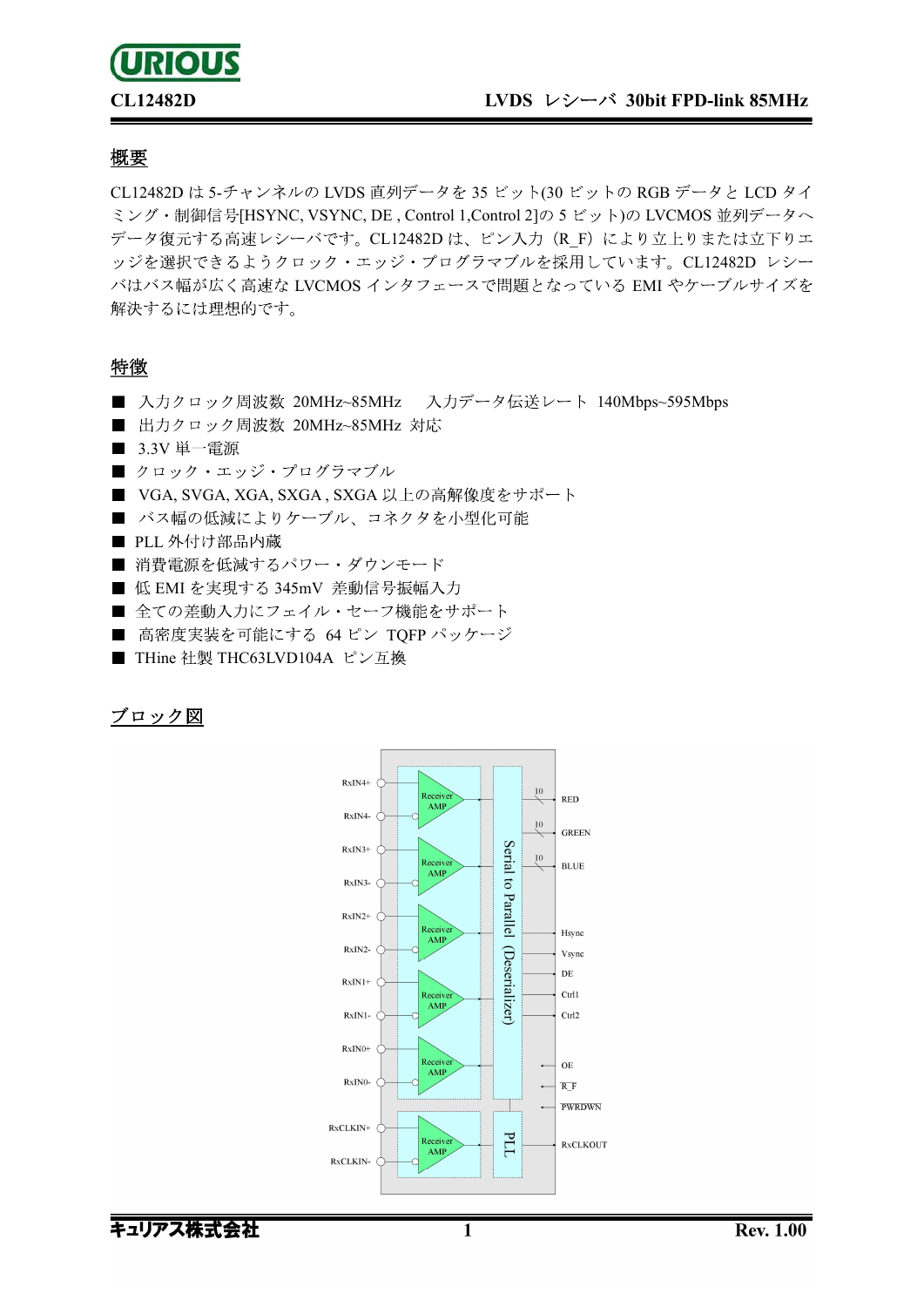**CL12482D** LVDS レシーバ 30bit FPD-link 85MHz

## 概要

CL12482D は 5-チャンネルの LVDS 直列データを 35 ビット(30 ビットの RGB データと LCD タイミング・制御信号[HSYNC, VSYNC, DE , Control 1,Control 2]の 5 ビット)の LVCMOS 並列データへデータ復元する高速レシーバです。CL12482D は、ピン入力（R_F）により立上りまたは立下りエッジを選択できるようにクロック・エッジ・プログラマブルを採用しています。CL12482D レシーバはバス幅が広く高速な LVCMOS インタフェースで問題となっている EMI やケーブルサイズを解決するには理想的です。

## 特徴

- 入力クロック周波数 20MHz~85MHz　入力データ伝送レート 140Mbps~595Mbps
- 出力クロック周波数 20MHz~85MHz 対応
- 3.3V 単一電源
- クロック・エッジ・プログラマブル
- VGA, SVGA, XGA, SXGA , SXGA 以上の高解像度をサポート
- バス幅の低減によりケーブル、コネクタを小型化可能
- PLL 外付け部品内蔵
- 消費電源を低減するパワー・ダウンモード
- 低 EMI を実現する 345mV 差動信号振幅入力
- 全ての差動入力にフェイル・セーフ機能をサポート
- 高密度実装を可能にする 64 ピン TQFP パッケージ
- THine 社製 THC63LVD104A ピン互換

## ブロック図

RxIN4+ RxIN4- RxIN3+ RxIN3- RxIN2+ RxIN2- RxIN1+ RxIN1- RxIN0+ RxIN0- RxCLKIN+ RxCLKIN-

Receiver AMP

Serial to Parallel (Deserializer)

PLL

RED (10) GREEN (10) BLUE (10) Hsync Vsync DE Ctrl1 Ctrl2 OE R_F PWRDWN RxCLKOUT

キュリアス株式会社 Rev. 1.00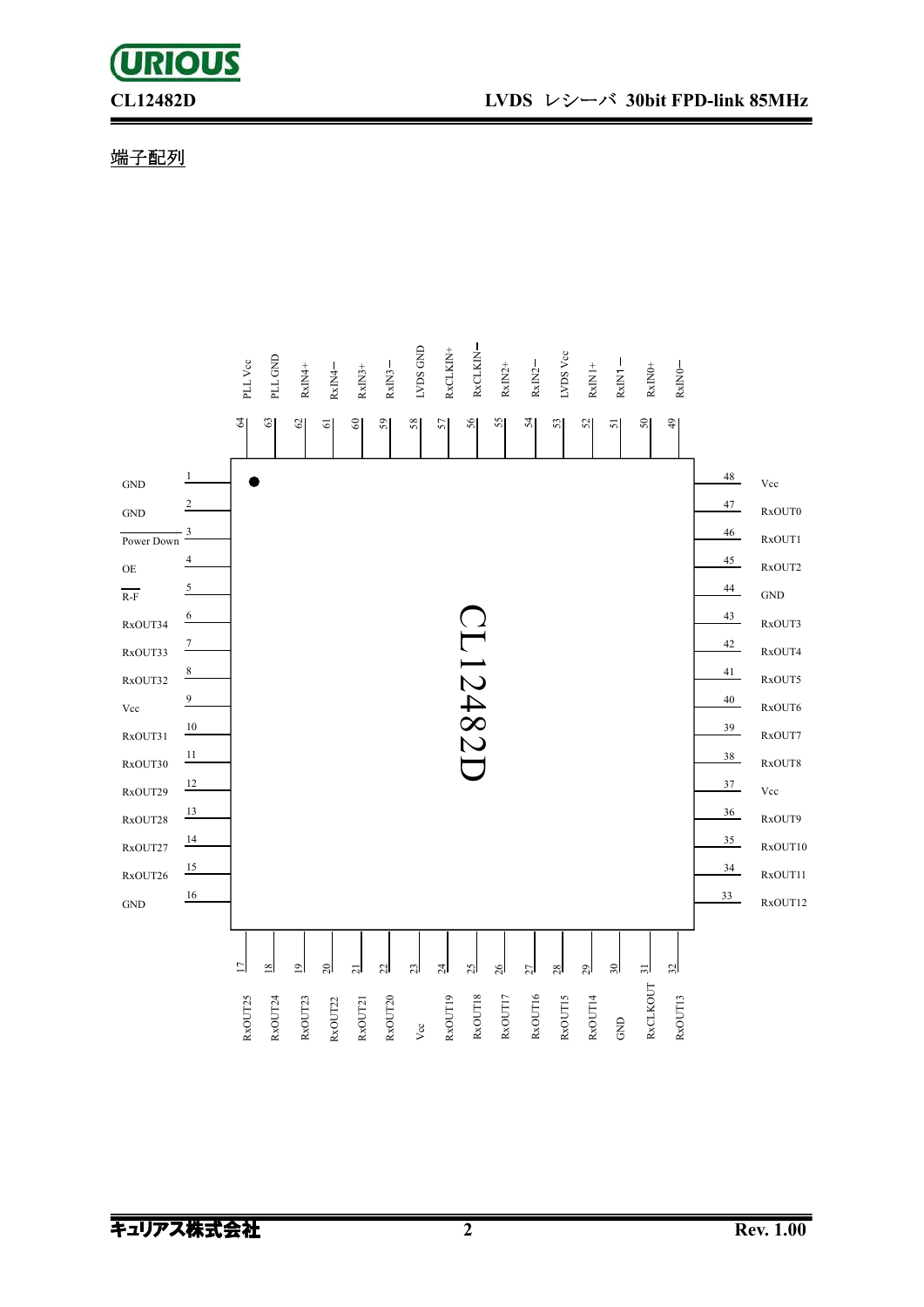## 端子配列

| Pin | Name | Pin | Name |
|---|---|---|---|
| 1 | GND | 33 | RxOUT12 |
| 2 | GND | 34 | RxOUT11 |
| 3 | Power Down (active low) | 35 | RxOUT10 |
| 4 | OE | 36 | RxOUT9 |
| 5 | R-F | 37 | Vcc |
| 6 | RxOUT34 | 38 | RxOUT8 |
| 7 | RxOUT33 | 39 | RxOUT7 |
| 8 | RxOUT32 | 40 | RxOUT6 |
| 9 | Vcc | 41 | RxOUT5 |
| 10 | RxOUT31 | 42 | RxOUT4 |
| 11 | RxOUT30 | 43 | RxOUT3 |
| 12 | RxOUT29 | 44 | GND |
| 13 | RxOUT28 | 45 | RxOUT2 |
| 14 | RxOUT27 | 46 | RxOUT1 |
| 15 | RxOUT26 | 47 | RxOUT0 |
| 16 | GND | 48 | Vcc |
| 17 | RxOUT25 | 49 | RxIN0− |
| 18 | RxOUT24 | 50 | RxIN0+ |
| 19 | RxOUT23 | 51 | RxIN1− |
| 20 | RxOUT22 | 52 | RxIN1+ |
| 21 | RxOUT21 | 53 | LVDS Vcc |
| 22 | RxOUT20 | 54 | RxIN2− |
| 23 | Vcc | 55 | RxIN2+ |
| 24 | RxOUT19 | 56 | RxCLKIN− |
| 25 | RxOUT18 | 57 | RxCLKIN+ |
| 26 | RxOUT17 | 58 | LVDS GND |
| 27 | RxOUT16 | 59 | RxIN3− |
| 28 | RxOUT15 | 60 | RxIN3+ |
| 29 | RxOUT14 | 61 | RxIN4− |
| 30 | GND | 62 | RxIN4+ |
| 31 | RxCLKOUT | 63 | PLL GND |
| 32 | RxOUT13 | 64 | PLL Vcc |

CL12482D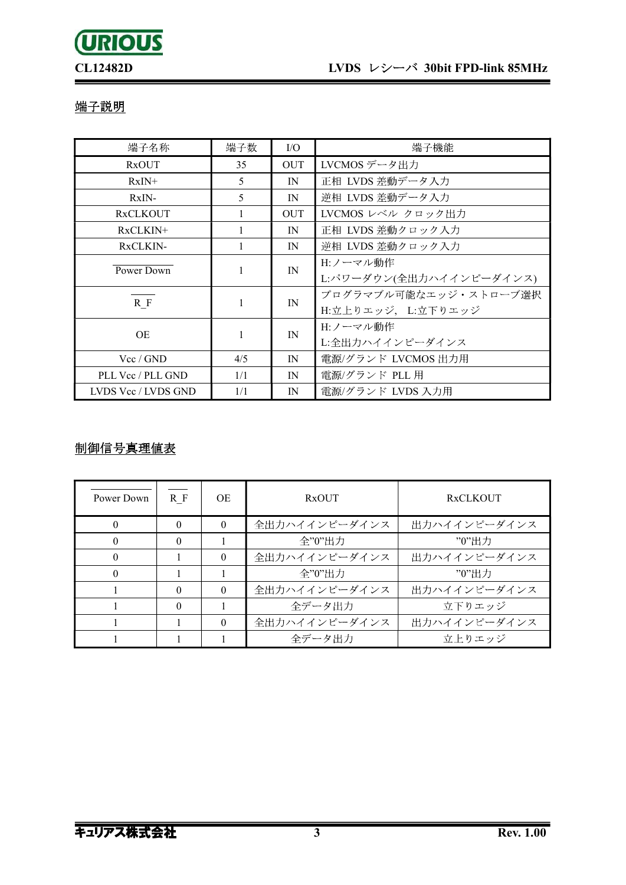## 端子説明

| 端子名称 | 端子数 | I/O | 端子機能 |
|---|---|---|---|
| RxOUT | 35 | OUT | LVCMOS データ出力 |
| RxIN+ | 5 | IN | 正相 LVDS 差動データ入力 |
| RxIN- | 5 | IN | 逆相 LVDS 差動データ入力 |
| RxCLKOUT | 1 | OUT | LVCMOS レベル クロック出力 |
| RxCLKIN+ | 1 | IN | 正相 LVDS 差動クロック入力 |
| RxCLKIN- | 1 | IN | 逆相 LVDS 差動クロック入力 |
| $\overline{\text{Power Down}}$ | 1 | IN | H:ノーマル動作<br>L:パワーダウン(全出力ハイインピーダインス) |
| $\overline{\text{R\_F}}$ | 1 | IN | プログラマブル可能なエッジ・ストローブ選択<br>H:立上りエッジ, L:立下りエッジ |
| OE | 1 | IN | H:ノーマル動作<br>L:全出力ハイインピーダインス |
| Vcc / GND | 4/5 | IN | 電源/グランド LVCMOS 出力用 |
| PLL Vcc / PLL GND | 1/1 | IN | 電源/グランド PLL 用 |
| LVDS Vcc / LVDS GND | 1/1 | IN | 電源/グランド LVDS 入力用 |

## 制御信号真理値表

| $\overline{\text{Power Down}}$ | $\overline{\text{R\_F}}$ | OE | RxOUT | RxCLKOUT |
|---|---|---|---|---|
| 0 | 0 | 0 | 全出力ハイインピーダインス | 出力ハイインピーダインス |
| 0 | 0 | 1 | 全"0"出力 | "0"出力 |
| 0 | 1 | 0 | 全出力ハイインピーダインス | 出力ハイインピーダインス |
| 0 | 1 | 1 | 全"0"出力 | "0"出力 |
| 1 | 0 | 0 | 全出力ハイインピーダインス | 出力ハイインピーダインス |
| 1 | 0 | 1 | 全データ出力 | 立下りエッジ |
| 1 | 1 | 0 | 全出力ハイインピーダインス | 出力ハイインピーダインス |
| 1 | 1 | 1 | 全データ出力 | 立上りエッジ |